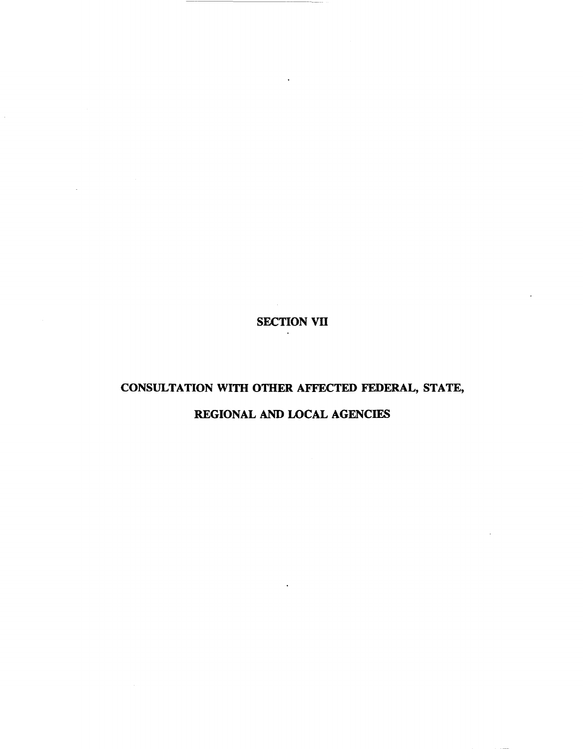# SECTION VII

## CONSULTATION WITH OTHER AFFECTED FEDERAL, STATE, REGIONAL AND LOCAL AGENCIES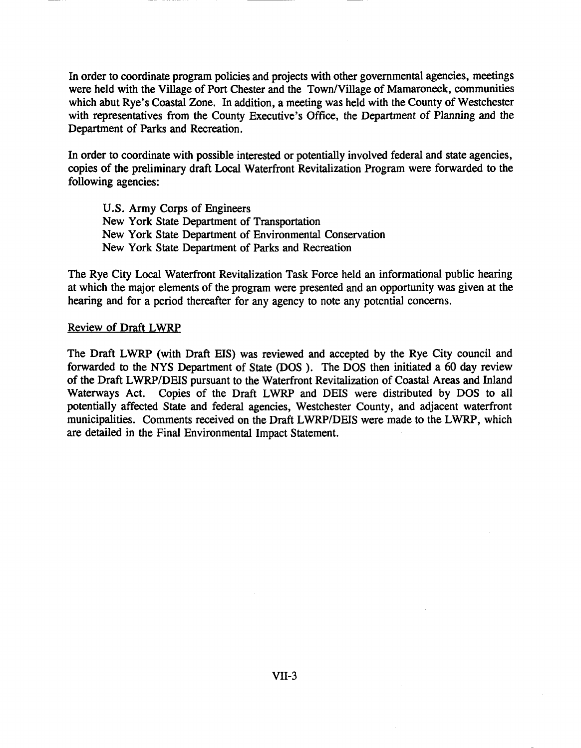In order to coordinate program policies and projects with other governmental agencies, meetings were held with the Village of Port Chester and the Town/Village of Mamaroneck, communities which abut Rye's Coastal Zone. In addition, a meeting was held with the County of Westchester with representatives from the County Executive's Office, the Department of Planning and the Department of Parks and Recreation.

In order to coordinate with possible interested or potentially involved federal and state agencies, copies of the preliminary draft Local Waterfront Revitalization Program were forwarded to the following agencies:

U.S. Army Corps of Engineers
New York State Department of Transportation
New York State Department of Environmental Conservation
New York State Department of Parks and Recreation

The Rye City Local Waterfront Revitalization Task Force held an informational public hearing at which the major elements of the program were presented and an opportunity was given at the hearing and for a period thereafter for any agency to note any potential concerns.

Review of Draft LWRP

The Draft LWRP (with Draft EIS) was reviewed and accepted by the Rye City council and forwarded to the NYS Department of State (DOS ). The DOS then initiated a 60 day review of the Draft LWRP/DEIS pursuant to the Waterfront Revitalization of Coastal Areas and Inland Waterways Act. Copies of the Draft LWRP and DEIS were distributed by DOS to all potentially affected State and federal agencies, Westchester County, and adjacent waterfront municipalities. Comments received on the Draft LWRP/DEIS were made to the LWRP, which are detailed in the Final Environmental Impact Statement.